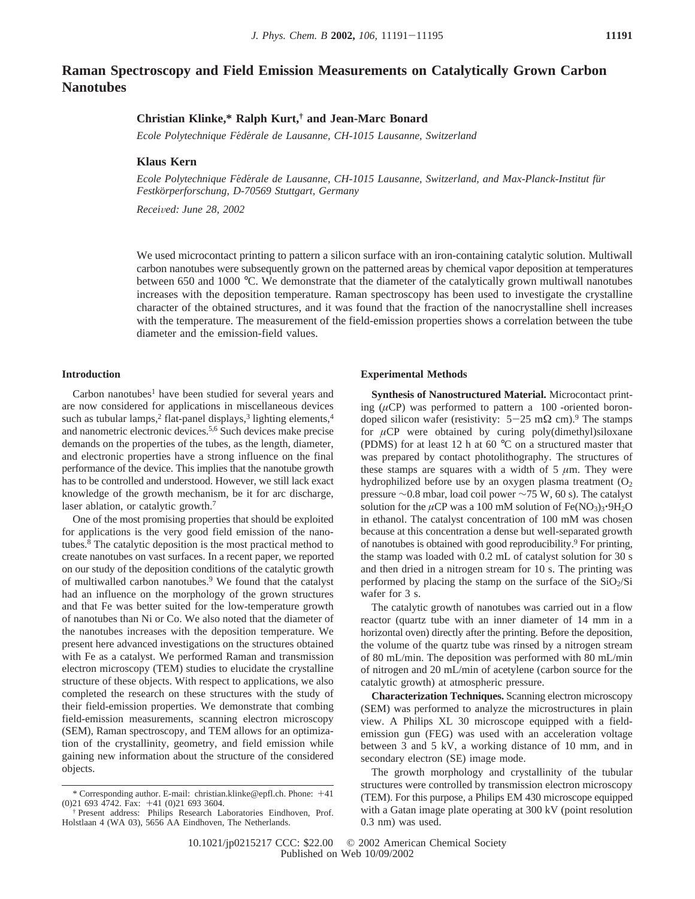# Raman Spectroscopy and Field Emission Measurements on Catalytically Grown Carbon Nanotubes

**Christian Klinke,\* Ralph Kurt,† and Jean-Marc Bonard**

*Ecole Polytechnique Fédérale de Lausanne, CH-1015 Lausanne, Switzerland*

**Klaus Kern**

*Ecole Polytechnique Fédérale de Lausanne, CH-1015 Lausanne, Switzerland, and Max-Planck-Institut für Festkörperforschung, D-70569 Stuttgart, Germany*

*Received: June 28, 2002*

We used microcontact printing to pattern a silicon surface with an iron-containing catalytic solution. Multiwall carbon nanotubes were subsequently grown on the patterned areas by chemical vapor deposition at temperatures between 650 and 1000 °C. We demonstrate that the diameter of the catalytically grown multiwall nanotubes increases with the deposition temperature. Raman spectroscopy has been used to investigate the crystalline character of the obtained structures, and it was found that the fraction of the nanocrystalline shell increases with the temperature. The measurement of the field-emission properties shows a correlation between the tube diameter and the emission-field values.

## Introduction

Carbon nanotubes[1] have been studied for several years and are now considered for applications in miscellaneous devices such as tubular lamps,[2] flat-panel displays,[3] lighting elements,[4] and nanometric electronic devices.[5,6] Such devices make precise demands on the properties of the tubes, as the length, diameter, and electronic properties have a strong influence on the final performance of the device. This implies that the nanotube growth has to be controlled and understood. However, we still lack exact knowledge of the growth mechanism, be it for arc discharge, laser ablation, or catalytic growth.[7]

One of the most promising properties that should be exploited for applications is the very good field emission of the nanotubes.[8] The catalytic deposition is the most practical method to create nanotubes on vast surfaces. In a recent paper, we reported on our study of the deposition conditions of the catalytic growth of multiwalled carbon nanotubes.[9] We found that the catalyst had an influence on the morphology of the grown structures and that Fe was better suited for the low-temperature growth of nanotubes than Ni or Co. We also noted that the diameter of the nanotubes increases with the deposition temperature. We present here advanced investigations on the structures obtained with Fe as a catalyst. We performed Raman and transmission electron microscopy (TEM) studies to elucidate the crystalline structure of these objects. With respect to applications, we also completed the research on these structures with the study of their field-emission properties. We demonstrate that combing field-emission measurements, scanning electron microscopy (SEM), Raman spectroscopy, and TEM allows for an optimization of the crystallinity, geometry, and field emission while gaining new information about the structure of the considered objects.

\* Corresponding author. E-mail: christian.klinke@epfl.ch. Phone: +41 (0)21 693 4742. Fax: +41 (0)21 693 3604.

† Present address: Philips Research Laboratories Eindhoven, Prof. Holstlaan 4 (WA 03), 5656 AA Eindhoven, The Netherlands.

## Experimental Methods

**Synthesis of Nanostructured Material.** Microcontact printing ($\mu$CP) was performed to pattern a 100 -oriented boron-doped silicon wafer (resistivity: 5−25 m$\Omega$ cm).[9] The stamps for $\mu$CP were obtained by curing poly(dimethyl)siloxane (PDMS) for at least 12 h at 60 °C on a structured master that was prepared by contact photolithography. The structures of these stamps are squares with a width of 5 $\mu$m. They were hydrophilized before use by an oxygen plasma treatment ($O_2$ pressure ~0.8 mbar, load coil power ~75 W, 60 s). The catalyst solution for the $\mu$CP was a 100 mM solution of $Fe(NO_3)_3 \cdot 9H_2O$ in ethanol. The catalyst concentration of 100 mM was chosen because at this concentration a dense but well-separated growth of nanotubes is obtained with good reproducibility.[9] For printing, the stamp was loaded with 0.2 mL of catalyst solution for 30 s and then dried in a nitrogen stream for 10 s. The printing was performed by placing the stamp on the surface of the $SiO_2$/Si wafer for 3 s.

The catalytic growth of nanotubes was carried out in a flow reactor (quartz tube with an inner diameter of 14 mm in a horizontal oven) directly after the printing. Before the deposition, the volume of the quartz tube was rinsed by a nitrogen stream of 80 mL/min. The deposition was performed with 80 mL/min of nitrogen and 20 mL/min of acetylene (carbon source for the catalytic growth) at atmospheric pressure.

**Characterization Techniques.** Scanning electron microscopy (SEM) was performed to analyze the microstructures in plain view. A Philips XL 30 microscope equipped with a field-emission gun (FEG) was used with an acceleration voltage between 3 and 5 kV, a working distance of 10 mm, and in secondary electron (SE) image mode.

The growth morphology and crystallinity of the tubular structures were controlled by transmission electron microscopy (TEM). For this purpose, a Philips EM 430 microscope equipped with a Gatan image plate operating at 300 kV (point resolution 0.3 nm) was used.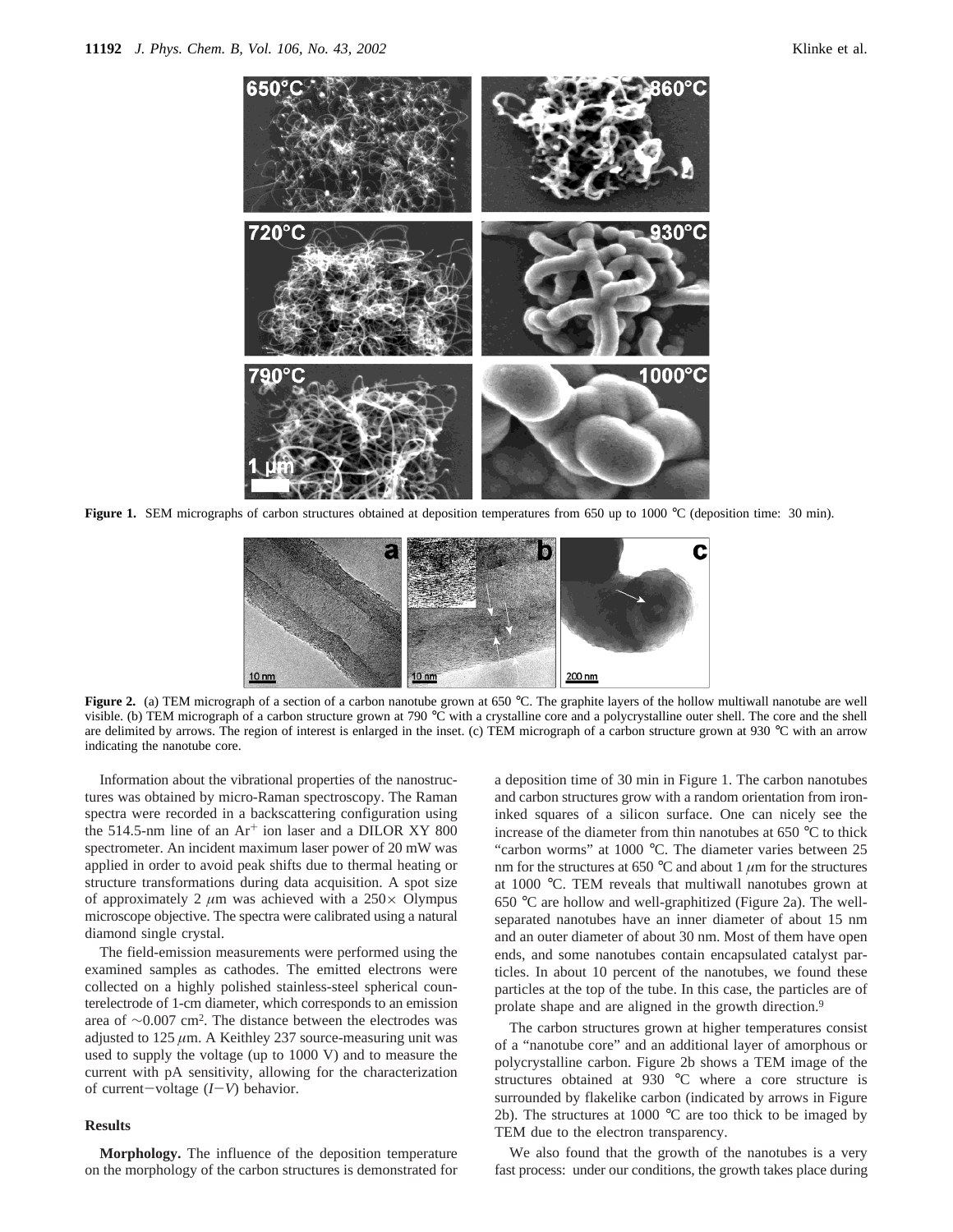**Figure 1.** SEM micrographs of carbon structures obtained at deposition temperatures from 650 up to 1000 °C (deposition time: 30 min).

**Figure 2.** (a) TEM micrograph of a section of a carbon nanotube grown at 650 °C. The graphite layers of the hollow multiwall nanotube are well visible. (b) TEM micrograph of a carbon structure grown at 790 °C with a crystalline core and a polycrystalline outer shell. The core and the shell are delimited by arrows. The region of interest is enlarged in the inset. (c) TEM micrograph of a carbon structure grown at 930 °C with an arrow indicating the nanotube core.

Information about the vibrational properties of the nanostructures was obtained by micro-Raman spectroscopy. The Raman spectra were recorded in a backscattering configuration using the 514.5-nm line of an $Ar^+$ ion laser and a DILOR XY 800 spectrometer. An incident maximum laser power of 20 mW was applied in order to avoid peak shifts due to thermal heating or structure transformations during data acquisition. A spot size of approximately 2 $\mu$m was achieved with a 250× Olympus microscope objective. The spectra were calibrated using a natural diamond single crystal.

The field-emission measurements were performed using the examined samples as cathodes. The emitted electrons were collected on a highly polished stainless-steel spherical counterelectrode of 1-cm diameter, which corresponds to an emission area of ~0.007 $cm^2$. The distance between the electrodes was adjusted to 125 $\mu$m. A Keithley 237 source-measuring unit was used to supply the voltage (up to 1000 V) and to measure the current with pA sensitivity, allowing for the characterization of current–voltage ($I$–$V$) behavior.

## Results

**Morphology.** The influence of the deposition temperature on the morphology of the carbon structures is demonstrated for a deposition time of 30 min in Figure 1. The carbon nanotubes and carbon structures grow with a random orientation from iron-inked squares of a silicon surface. One can nicely see the increase of the diameter from thin nanotubes at 650 °C to thick "carbon worms" at 1000 °C. The diameter varies between 25 nm for the structures at 650 °C and about 1 $\mu$m for the structures at 1000 °C. TEM reveals that multiwall nanotubes grown at 650 °C are hollow and well-graphitized (Figure 2a). The well-separated nanotubes have an inner diameter of about 15 nm and an outer diameter of about 30 nm. Most of them have open ends, and some nanotubes contain encapsulated catalyst particles. In about 10 percent of the nanotubes, we found these particles at the top of the tube. In this case, the particles are of prolate shape and are aligned in the growth direction.[9]

The carbon structures grown at higher temperatures consist of a "nanotube core" and an additional layer of amorphous or polycrystalline carbon. Figure 2b shows a TEM image of the structures obtained at 930 °C where a core structure is surrounded by flakelike carbon (indicated by arrows in Figure 2b). The structures at 1000 °C are too thick to be imaged by TEM due to the electron transparency.

We also found that the growth of the nanotubes is a very fast process: under our conditions, the growth takes place during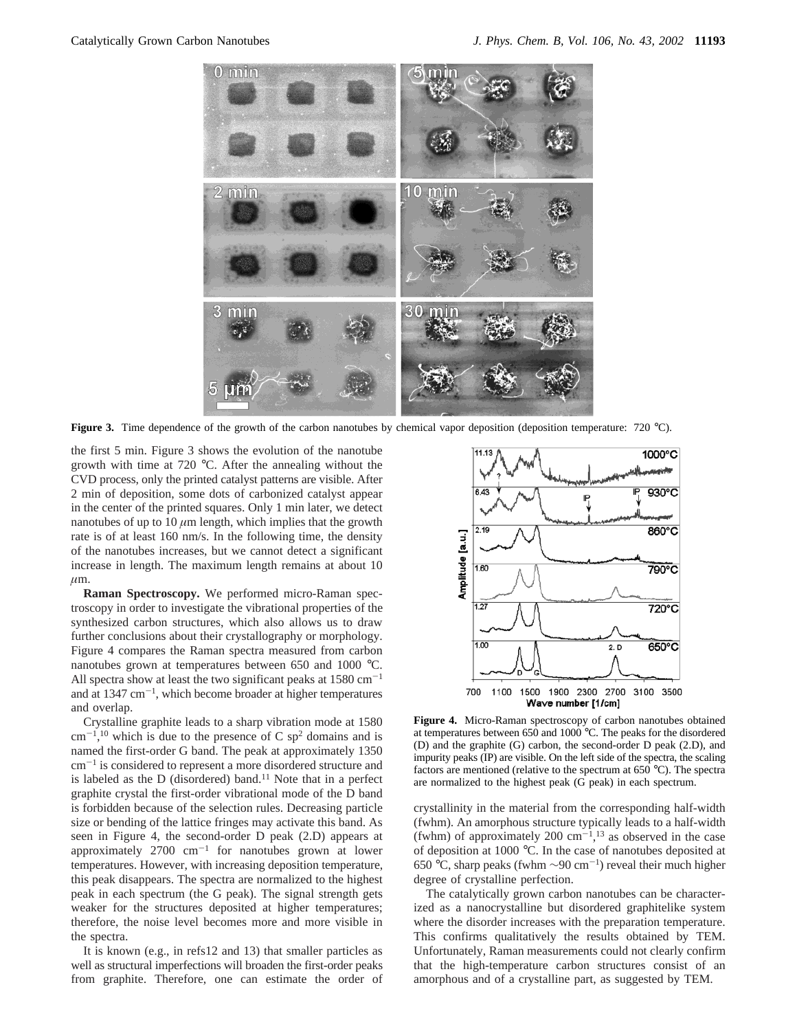**Figure 3.** Time dependence of the growth of the carbon nanotubes by chemical vapor deposition (deposition temperature: 720 °C).

the first 5 min. Figure 3 shows the evolution of the nanotube growth with time at 720 °C. After the annealing without the CVD process, only the printed catalyst patterns are visible. After 2 min of deposition, some dots of carbonized catalyst appear in the center of the printed squares. Only 1 min later, we detect nanotubes of up to 10 $\mu$m length, which implies that the growth rate is of at least 160 nm/s. In the following time, the density of the nanotubes increases, but we cannot detect a significant increase in length. The maximum length remains at about 10 $\mu$m.

**Raman Spectroscopy.** We performed micro-Raman spectroscopy in order to investigate the vibrational properties of the synthesized carbon structures, which also allows us to draw further conclusions about their crystallography or morphology. Figure 4 compares the Raman spectra measured from carbon nanotubes grown at temperatures between 650 and 1000 °C. All spectra show at least the two significant peaks at 1580 $cm^{-1}$ and at 1347 $cm^{-1}$, which become broader at higher temperatures and overlap.

Crystalline graphite leads to a sharp vibration mode at 1580 $cm^{-1}$,[10] which is due to the presence of C $sp^2$ domains and is named the first-order G band. The peak at approximately 1350 $cm^{-1}$ is considered to represent a more disordered structure and is labeled as the D (disordered) band.[11] Note that in a perfect graphite crystal the first-order vibrational mode of the D band is forbidden because of the selection rules. Decreasing particle size or bending of the lattice fringes may activate this band. As seen in Figure 4, the second-order D peak (2.D) appears at approximately 2700 $cm^{-1}$ for nanotubes grown at lower temperatures. However, with increasing deposition temperature, this peak disappears. The spectra are normalized to the highest peak in each spectrum (the G peak). The signal strength gets weaker for the structures deposited at higher temperatures; therefore, the noise level becomes more and more visible in the spectra.

It is known (e.g., in refs12 and 13) that smaller particles as well as structural imperfections will broaden the first-order peaks from graphite. Therefore, one can estimate the order of crystallinity in the material from the corresponding half-width (fwhm). An amorphous structure typically leads to a half-width (fwhm) of approximately 200 $cm^{-1}$,[13] as observed in the case of deposition at 1000 °C. In the case of nanotubes deposited at 650 °C, sharp peaks (fwhm ~90 $cm^{-1}$) reveal their much higher degree of crystalline perfection.

**Figure 4.** Micro-Raman spectroscopy of carbon nanotubes obtained at temperatures between 650 and 1000 °C. The peaks for the disordered (D) and the graphite (G) carbon, the second-order D peak (2.D), and impurity peaks (IP) are visible. On the left side of the spectra, the scaling factors are mentioned (relative to the spectrum at 650 °C). The spectra are normalized to the highest peak (G peak) in each spectrum.

The catalytically grown carbon nanotubes can be characterized as a nanocrystalline but disordered graphitelike system where the disorder increases with the preparation temperature. This confirms qualitatively the results obtained by TEM. Unfortunately, Raman measurements could not clearly confirm that the high-temperature carbon structures consist of an amorphous and of a crystalline part, as suggested by TEM.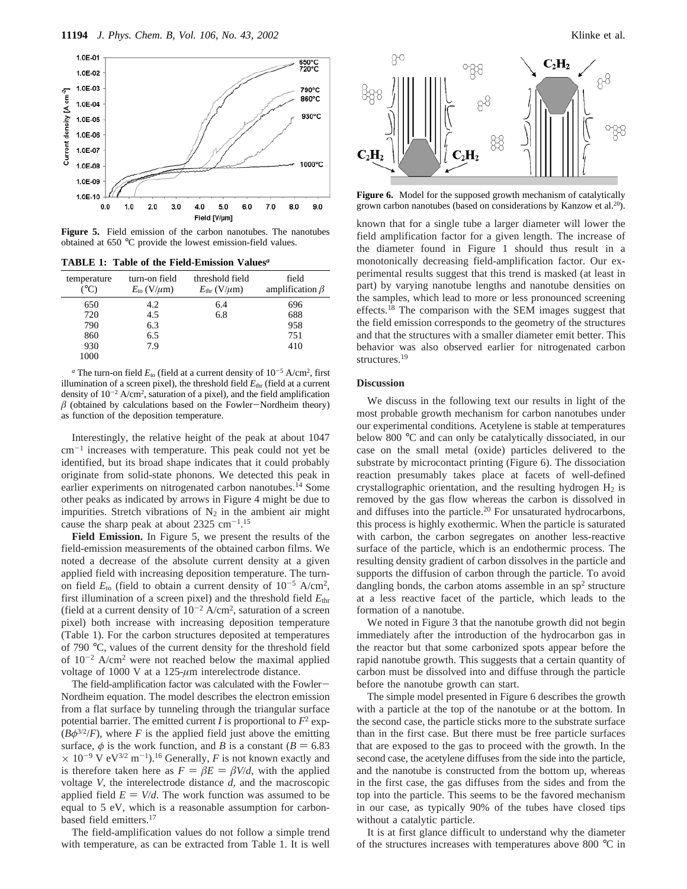**Figure 5.** Field emission of the carbon nanotubes. The nanotubes obtained at 650 °C provide the lowest emission-field values.

**TABLE 1: Table of the Field-Emission Values[a]**

| temperature (°C) | turn-on field $E_{to}$ (V/$\mu$m) | threshold field $E_{thr}$ (V/$\mu$m) | field amplification $\beta$ |
|---|---|---|---|
| 650 | 4.2 | 6.4 | 696 |
| 720 | 4.5 | 6.8 | 688 |
| 790 | 6.3 | | 958 |
| 860 | 6.5 | | 751 |
| 930 | 7.9 | | 410 |
| 1000 | | | |

[a] The turn-on field $E_{to}$ (field at a current density of $10^{-5}$ A/cm$^2$, first illumination of a screen pixel), the threshold field $E_{thr}$ (field at a current density of $10^{-2}$ A/cm$^2$, saturation of a pixel), and the field amplification $\beta$ (obtained by calculations based on the Fowler–Nordheim theory) as function of the deposition temperature.

Interestingly, the relative height of the peak at about 1047 cm$^{-1}$ increases with temperature. This peak could not yet be identified, but its broad shape indicates that it could probably originate from solid-state phonons. We detected this peak in earlier experiments on nitrogenated carbon nanotubes.[14] Some other peaks as indicated by arrows in Figure 4 might be due to impurities. Stretch vibrations of $N_2$ in the ambient air might cause the sharp peak at about 2325 cm$^{-1}$.[15]

**Field Emission.** In Figure 5, we present the results of the field-emission measurements of the obtained carbon films. We noted a decrease of the absolute current density at a given applied field with increasing deposition temperature. The turn-on field $E_{to}$ (field to obtain a current density of $10^{-5}$ A/cm$^2$, first illumination of a screen pixel) and the threshold field $E_{thr}$ (field at a current density of $10^{-2}$ A/cm$^2$, saturation of a screen pixel) both increase with increasing deposition temperature (Table 1). For the carbon structures deposited at temperatures of 790 °C, values of the current density for the threshold field of $10^{-2}$ A/cm$^2$ were not reached below the maximal applied voltage of 1000 V at a 125-$\mu$m interelectrode distance.

The field-amplification factor was calculated with the Fowler–Nordheim equation. The model describes the electron emission from a flat surface by tunneling through the triangular surface potential barrier. The emitted current $I$ is proportional to $F^2 \exp(B\phi^{3/2}/F)$, where $F$ is the applied field just above the emitting surface, $\phi$ is the work function, and $B$ is a constant ($B = 6.83 \times 10^{-9}$ V eV$^{3/2}$ m$^{-1}$).[16] Generally, $F$ is not known exactly and is therefore taken here as $F = \beta E = \beta V/d$, with the applied voltage $V$, the interelectrode distance $d$, and the macroscopic applied field $E = V/d$. The work function was assumed to be equal to 5 eV, which is a reasonable assumption for carbon-based field emitters.[17]

The field-amplification values do not follow a simple trend with temperature, as can be extracted from Table 1. It is well known that for a single tube a larger diameter will lower the field amplification factor for a given length. The increase of the diameter found in Figure 1 should thus result in a monotonically decreasing field-amplification factor. Our experimental results suggest that this trend is masked (at least in part) by varying nanotube lengths and nanotube densities on the samples, which lead to more or less pronounced screening effects.[18] The comparison with the SEM images suggest that the field emission corresponds to the geometry of the structures and that the structures with a smaller diameter emit better. This behavior was also observed earlier for nitrogenated carbon structures.[19]

**Figure 6.** Model for the supposed growth mechanism of catalytically grown carbon nanotubes (based on considerations by Kanzow et al.[20]).

## Discussion

We discuss in the following text our results in light of the most probable growth mechanism for carbon nanotubes under our experimental conditions. Acetylene is stable at temperatures below 800 °C and can only be catalytically dissociated, in our case on the small metal (oxide) particles delivered to the substrate by microcontact printing (Figure 6). The dissociation reaction presumably takes place at facets of well-defined crystallographic orientation, and the resulting hydrogen $H_2$ is removed by the gas flow whereas the carbon is dissolved in and diffuses into the particle.[20] For unsaturated hydrocarbons, this process is highly exothermic. When the particle is saturated with carbon, the carbon segregates on another less-reactive surface of the particle, which is an endothermic process. The resulting density gradient of carbon dissolves in the particle and supports the diffusion of carbon through the particle. To avoid dangling bonds, the carbon atoms assemble in an sp$^2$ structure at a less reactive facet of the particle, which leads to the formation of a nanotube.

We noted in Figure 3 that the nanotube growth did not begin immediately after the introduction of the hydrocarbon gas in the reactor but that some carbonized spots appear before the rapid nanotube growth. This suggests that a certain quantity of carbon must be dissolved into and diffuse through the particle before the nanotube growth can start.

The simple model presented in Figure 6 describes the growth with a particle at the top of the nanotube or at the bottom. In the second case, the particle sticks more to the substrate surface than in the first case. But there must be free particle surfaces that are exposed to the gas to proceed with the growth. In the second case, the acetylene diffuses from the side into the particle, and the nanotube is constructed from the bottom up, whereas in the first case, the gas diffuses from the sides and from the top into the particle. This seems to be the favored mechanism in our case, as typically 90% of the tubes have closed tips without a catalytic particle.

It is at first glance difficult to understand why the diameter of the structures increases with temperatures above 800 °C in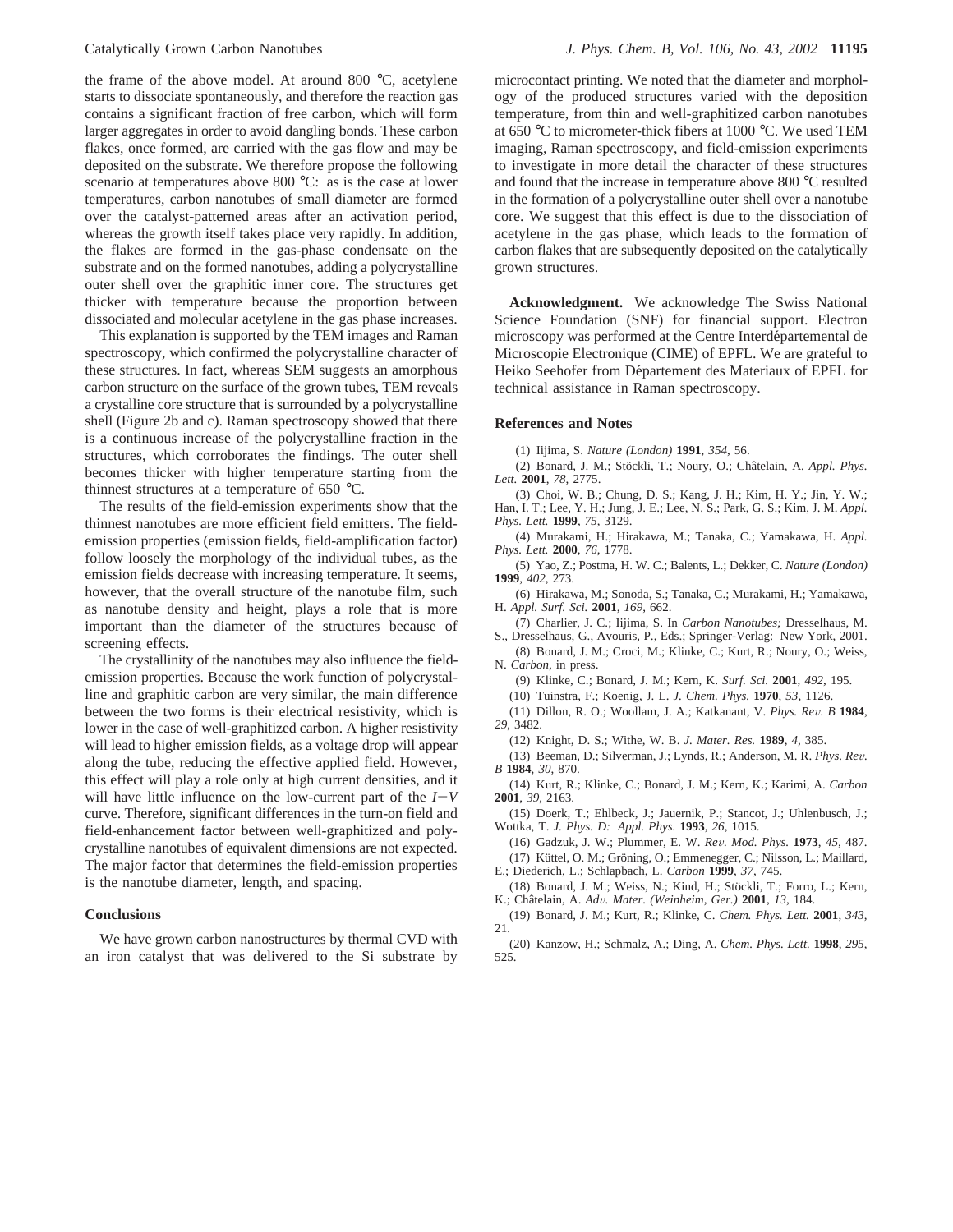the frame of the above model. At around 800 °C, acetylene starts to dissociate spontaneously, and therefore the reaction gas contains a significant fraction of free carbon, which will form larger aggregates in order to avoid dangling bonds. These carbon flakes, once formed, are carried with the gas flow and may be deposited on the substrate. We therefore propose the following scenario at temperatures above 800 °C: as is the case at lower temperatures, carbon nanotubes of small diameter are formed over the catalyst-patterned areas after an activation period, whereas the growth itself takes place very rapidly. In addition, the flakes are formed in the gas-phase condensate on the substrate and on the formed nanotubes, adding a polycrystalline outer shell over the graphitic inner core. The structures get thicker with temperature because the proportion between dissociated and molecular acetylene in the gas phase increases.

This explanation is supported by the TEM images and Raman spectroscopy, which confirmed the polycrystalline character of these structures. In fact, whereas SEM suggests an amorphous carbon structure on the surface of the grown tubes, TEM reveals a crystalline core structure that is surrounded by a polycrystalline shell (Figure 2b and c). Raman spectroscopy showed that there is a continuous increase of the polycrystalline fraction in the structures, which corroborates the findings. The outer shell becomes thicker with higher temperature starting from the thinnest structures at a temperature of 650 °C.

The results of the field-emission experiments show that the thinnest nanotubes are more efficient field emitters. The field-emission properties (emission fields, field-amplification factor) follow loosely the morphology of the individual tubes, as the emission fields decrease with increasing temperature. It seems, however, that the overall structure of the nanotube film, such as nanotube density and height, plays a role that is more important than the diameter of the structures because of screening effects.

The crystallinity of the nanotubes may also influence the field-emission properties. Because the work function of polycrystalline and graphitic carbon are very similar, the main difference between the two forms is their electrical resistivity, which is lower in the case of well-graphitized carbon. A higher resistivity will lead to higher emission fields, as a voltage drop will appear along the tube, reducing the effective applied field. However, this effect will play a role only at high current densities, and it will have little influence on the low-current part of the $I-V$ curve. Therefore, significant differences in the turn-on field and field-enhancement factor between well-graphitized and polycrystalline nanotubes of equivalent dimensions are not expected. The major factor that determines the field-emission properties is the nanotube diameter, length, and spacing.

## Conclusions

We have grown carbon nanostructures by thermal CVD with an iron catalyst that was delivered to the Si substrate by microcontact printing. We noted that the diameter and morphology of the produced structures varied with the deposition temperature, from thin and well-graphitized carbon nanotubes at 650 °C to micrometer-thick fibers at 1000 °C. We used TEM imaging, Raman spectroscopy, and field-emission experiments to investigate in more detail the character of these structures and found that the increase in temperature above 800 °C resulted in the formation of a polycrystalline outer shell over a nanotube core. We suggest that this effect is due to the dissociation of acetylene in the gas phase, which leads to the formation of carbon flakes that are subsequently deposited on the catalytically grown structures.

**Acknowledgment.** We acknowledge The Swiss National Science Foundation (SNF) for financial support. Electron microscopy was performed at the Centre Interdépartemental de Microscopie Electronique (CIME) of EPFL. We are grateful to Heiko Seehofer from Département des Materiaux of EPFL for technical assistance in Raman spectroscopy.

## References and Notes

(1) Iijima, S. *Nature (London)* **1991**, *354*, 56.

(2) Bonard, J. M.; Stöckli, T.; Noury, O.; Châtelain, A. *Appl. Phys. Lett.* **2001**, *78*, 2775.

(3) Choi, W. B.; Chung, D. S.; Kang, J. H.; Kim, H. Y.; Jin, Y. W.; Han, I. T.; Lee, Y. H.; Jung, J. E.; Lee, N. S.; Park, G. S.; Kim, J. M. *Appl. Phys. Lett.* **1999**, *75*, 3129.

(4) Murakami, H.; Hirakawa, M.; Tanaka, C.; Yamakawa, H. *Appl. Phys. Lett.* **2000**, *76*, 1778.

(5) Yao, Z.; Postma, H. W. C.; Balents, L.; Dekker, C. *Nature (London)* **1999**, *402*, 273.

(6) Hirakawa, M.; Sonoda, S.; Tanaka, C.; Murakami, H.; Yamakawa, H. *Appl. Surf. Sci.* **2001**, *169*, 662.

(7) Charlier, J. C.; Iijima, S. In *Carbon Nanotubes;* Dresselhaus, M. S., Dresselhaus, G., Avouris, P., Eds.; Springer-Verlag: New York, 2001.

(8) Bonard, J. M.; Croci, M.; Klinke, C.; Kurt, R.; Noury, O.; Weiss, N. *Carbon*, in press.

(9) Klinke, C.; Bonard, J. M.; Kern, K. *Surf. Sci.* **2001**, *492*, 195.

(10) Tuinstra, F.; Koenig, J. L. *J. Chem. Phys.* **1970**, *53*, 1126.

(11) Dillon, R. O.; Woollam, J. A.; Katkanant, V. *Phys. Rev. B* **1984**, *29*, 3482.

(12) Knight, D. S.; Withe, W. B. *J. Mater. Res.* **1989**, *4*, 385.

(13) Beeman, D.; Silverman, J.; Lynds, R.; Anderson, M. R. *Phys. Rev. B* **1984**, *30*, 870.

(14) Kurt, R.; Klinke, C.; Bonard, J. M.; Kern, K.; Karimi, A. *Carbon* **2001**, *39*, 2163.

(15) Doerk, T.; Ehlbeck, J.; Jauernik, P.; Stancot, J.; Uhlenbusch, J.; Wottka, T. *J. Phys. D: Appl. Phys.* **1993**, *26*, 1015.

(16) Gadzuk, J. W.; Plummer, E. W. *Rev. Mod. Phys.* **1973**, *45*, 487.

(17) Küttel, O. M.; Gröning, O.; Emmenegger, C.; Nilsson, L.; Maillard, E.; Diederich, L.; Schlapbach, L. *Carbon* **1999**, *37*, 745.

(18) Bonard, J. M.; Weiss, N.; Kind, H.; Stöckli, T.; Forro, L.; Kern, K.; Châtelain, A. *Adv. Mater. (Weinheim, Ger.)* **2001**, *13*, 184.

(19) Bonard, J. M.; Kurt, R.; Klinke, C. *Chem. Phys. Lett.* **2001**, *343*, 21.

(20) Kanzow, H.; Schmalz, A.; Ding, A. *Chem. Phys. Lett.* **1998**, *295*, 525.